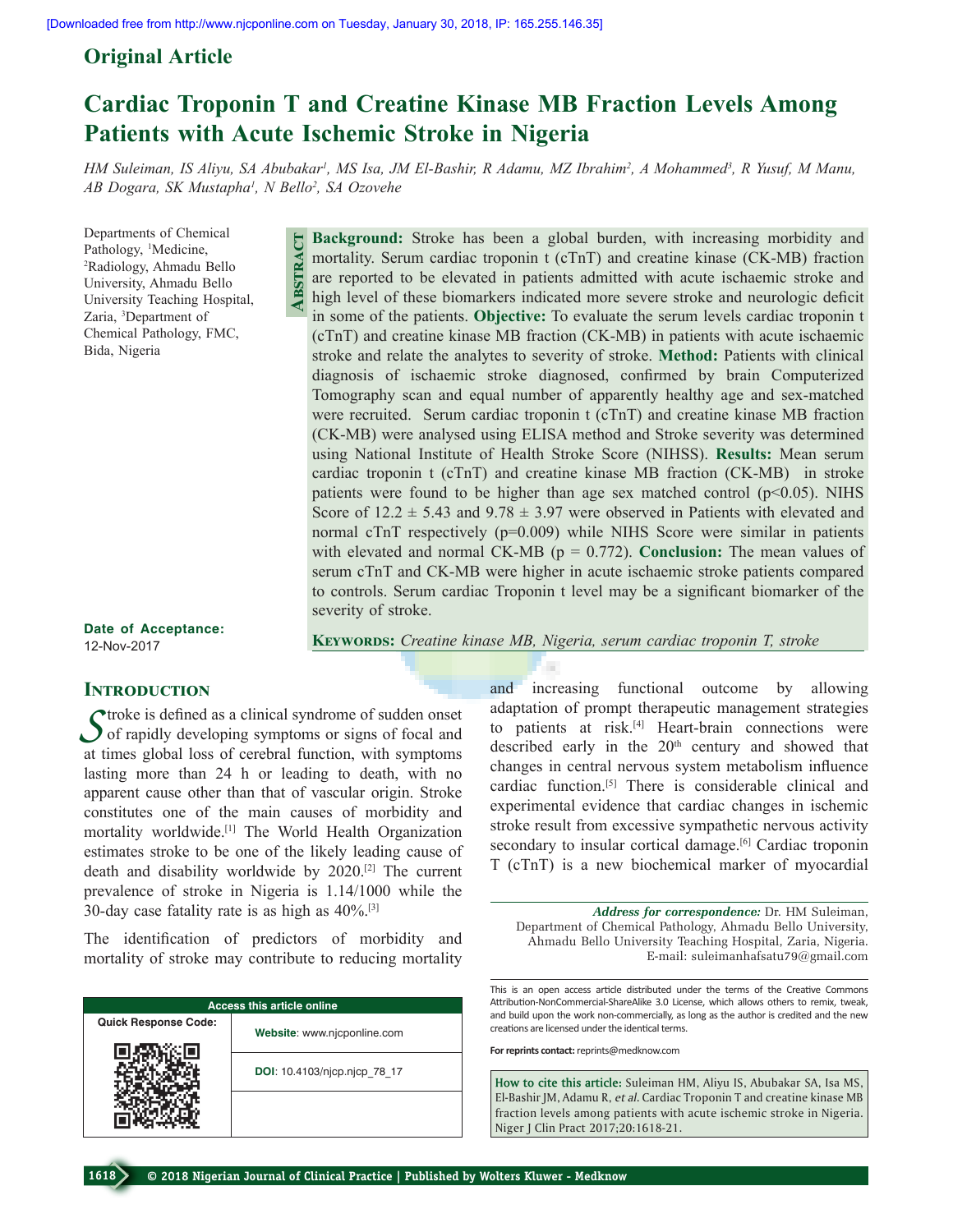Original Article

# Cardiac Troponin T and Creatine Kinase MB Fraction Levels Among Patients with Acute Ischemic Stroke in Nigeria

*HM Suleiman, IS Aliyu, SA Abubakar[1], MS Isa, JM El-Bashir, R Adamu, MZ Ibrahim[2], A Mohammed[3], R Yusuf, M Manu, AB Dogara, SK Mustapha[1], N Bello[2], SA Ozovehe*

Departments of Chemical Pathology, [1]Medicine, [2]Radiology, Ahmadu Bello University, Ahmadu Bello University Teaching Hospital, Zaria, [3]Department of Chemical Pathology, FMC, Bida, Nigeria

## Abstract

**Background:** Stroke has been a global burden, with increasing morbidity and mortality. Serum cardiac troponin t (cTnT) and creatine kinase (CK-MB) fraction are reported to be elevated in patients admitted with acute ischaemic stroke and high level of these biomarkers indicated more severe stroke and neurologic deficit in some of the patients. **Objective:** To evaluate the serum levels cardiac troponin t (cTnT) and creatine kinase MB fraction (CK-MB) in patients with acute ischaemic stroke and relate the analytes to severity of stroke. **Method:** Patients with clinical diagnosis of ischaemic stroke diagnosed, confirmed by brain Computerized Tomography scan and equal number of apparently healthy age and sex-matched were recruited. Serum cardiac troponin t (cTnT) and creatine kinase MB fraction (CK-MB) were analysed using ELISA method and Stroke severity was determined using National Institute of Health Stroke Score (NIHSS). **Results:** Mean serum cardiac troponin t (cTnT) and creatine kinase MB fraction (CK-MB) in stroke patients were found to be higher than age sex matched control ($p<0.05$). NIHS Score of $12.2 \pm 5.43$ and $9.78 \pm 3.97$ were observed in Patients with elevated and normal cTnT respectively ($p=0.009$) while NIHS Score were similar in patients with elevated and normal CK-MB ($p = 0.772$). **Conclusion:** The mean values of serum cTnT and CK-MB were higher in acute ischaemic stroke patients compared to controls. Serum cardiac Troponin t level may be a significant biomarker of the severity of stroke.

**Keywords:** *Creatine kinase MB, Nigeria, serum cardiac troponin T, stroke*

**Date of Acceptance:** 12-Nov-2017

## Introduction

Stroke is defined as a clinical syndrome of sudden onset of rapidly developing symptoms or signs of focal and at times global loss of cerebral function, with symptoms lasting more than 24 h or leading to death, with no apparent cause other than that of vascular origin. Stroke constitutes one of the main causes of morbidity and mortality worldwide.[1] The World Health Organization estimates stroke to be one of the likely leading cause of death and disability worldwide by 2020.[2] The current prevalence of stroke in Nigeria is 1.14/1000 while the 30-day case fatality rate is as high as 40%.[3]

The identification of predictors of morbidity and mortality of stroke may contribute to reducing mortality and increasing functional outcome by allowing adaptation of prompt therapeutic management strategies to patients at risk.[4] Heart-brain connections were described early in the 20th century and showed that changes in central nervous system metabolism influence cardiac function.[5] There is considerable clinical and experimental evidence that cardiac changes in ischemic stroke result from excessive sympathetic nervous activity secondary to insular cortical damage.[6] Cardiac troponin T (cTnT) is a new biochemical marker of myocardial

***Address for correspondence:*** Dr. HM Suleiman, Department of Chemical Pathology, Ahmadu Bello University, Ahmadu Bello University Teaching Hospital, Zaria, Nigeria. E-mail: suleimanhafsatu79@gmail.com

| Access this article online | |
|---|---|
| Quick Response Code: | **Website**: www.njcponline.com |
| | **DOI**: 10.4103/njcp.njcp_78_17 |

This is an open access article distributed under the terms of the Creative Commons Attribution-NonCommercial-ShareAlike 3.0 License, which allows others to remix, tweak, and build upon the work non-commercially, as long as the author is credited and the new creations are licensed under the identical terms.

**For reprints contact:** reprints@medknow.com

**How to cite this article:** Suleiman HM, Aliyu IS, Abubakar SA, Isa MS, El-Bashir JM, Adamu R, *et al*. Cardiac Troponin T and creatine kinase MB fraction levels among patients with acute ischemic stroke in Nigeria. Niger J Clin Pract 2017;20:1618-21.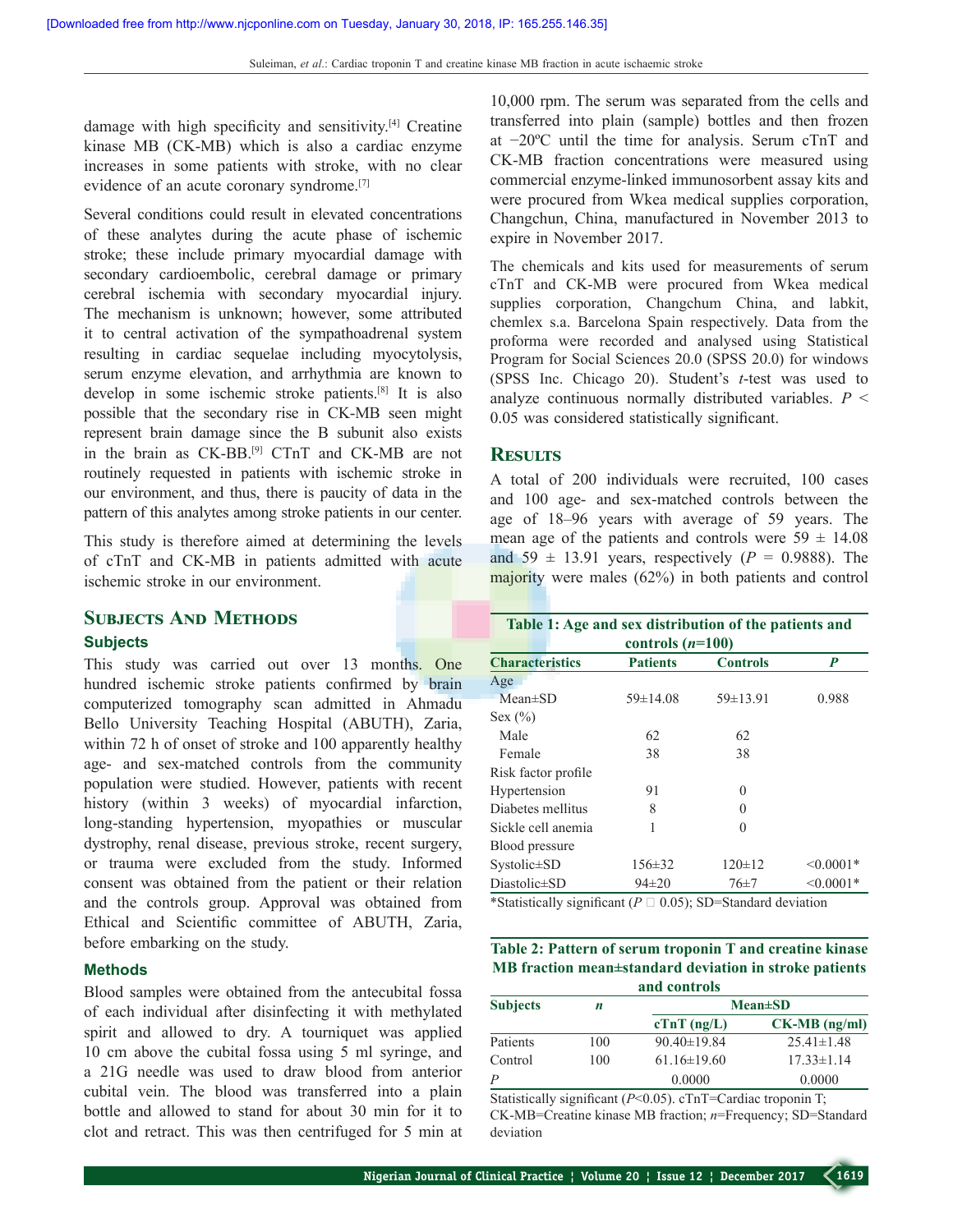damage with high specificity and sensitivity.[4] Creatine kinase MB (CK-MB) which is also a cardiac enzyme increases in some patients with stroke, with no clear evidence of an acute coronary syndrome.[7]

Several conditions could result in elevated concentrations of these analytes during the acute phase of ischemic stroke; these include primary myocardial damage with secondary cardioembolic, cerebral damage or primary cerebral ischemia with secondary myocardial injury. The mechanism is unknown; however, some attributed it to central activation of the sympathoadrenal system resulting in cardiac sequelae including myocytolysis, serum enzyme elevation, and arrhythmia are known to develop in some ischemic stroke patients.[8] It is also possible that the secondary rise in CK-MB seen might represent brain damage since the B subunit also exists in the brain as CK-BB.[9] CTnT and CK-MB are not routinely requested in patients with ischemic stroke in our environment, and thus, there is paucity of data in the pattern of this analytes among stroke patients in our center.

This study is therefore aimed at determining the levels of cTnT and CK-MB in patients admitted with acute ischemic stroke in our environment.

## Subjects And Methods

### Subjects

This study was carried out over 13 months. One hundred ischemic stroke patients confirmed by brain computerized tomography scan admitted in Ahmadu Bello University Teaching Hospital (ABUTH), Zaria, within 72 h of onset of stroke and 100 apparently healthy age- and sex-matched controls from the community population were studied. However, patients with recent history (within 3 weeks) of myocardial infarction, long-standing hypertension, myopathies or muscular dystrophy, renal disease, previous stroke, recent surgery, or trauma were excluded from the study. Informed consent was obtained from the patient or their relation and the controls group. Approval was obtained from Ethical and Scientific committee of ABUTH, Zaria, before embarking on the study.

### Methods

Blood samples were obtained from the antecubital fossa of each individual after disinfecting it with methylated spirit and allowed to dry. A tourniquet was applied 10 cm above the cubital fossa using 5 ml syringe, and a 21G needle was used to draw blood from anterior cubital vein. The blood was transferred into a plain bottle and allowed to stand for about 30 min for it to clot and retract. This was then centrifuged for 5 min at 10,000 rpm. The serum was separated from the cells and transferred into plain (sample) bottles and then frozen at −20ºC until the time for analysis. Serum cTnT and CK-MB fraction concentrations were measured using commercial enzyme-linked immunosorbent assay kits and were procured from Wkea medical supplies corporation, Changchun, China, manufactured in November 2013 to expire in November 2017.

The chemicals and kits used for measurements of serum cTnT and CK-MB were procured from Wkea medical supplies corporation, Changchum China, and labkit, chemlex s.a. Barcelona Spain respectively. Data from the proforma were recorded and analysed using Statistical Program for Social Sciences 20.0 (SPSS 20.0) for windows (SPSS Inc. Chicago 20). Student's *t*-test was used to analyze continuous normally distributed variables. $P < 0.05$ was considered statistically significant.

## Results

A total of 200 individuals were recruited, 100 cases and 100 age- and sex-matched controls between the age of 18–96 years with average of 59 years. The mean age of the patients and controls were 59 ± 14.08 and 59 ± 13.91 years, respectively ($P = 0.9888$). The majority were males (62%) in both patients and control

**Table 1: Age and sex distribution of the patients and controls (*n*=100)**

| Characteristics | Patients | Controls | *P* |
|---|---|---|---|
| Age | | | |
| Mean±SD | 59±14.08 | 59±13.91 | 0.988 |
| Sex (%) | | | |
| Male | 62 | 62 | |
| Female | 38 | 38 | |
| Risk factor profile | | | |
| Hypertension | 91 | 0 | |
| Diabetes mellitus | 8 | 0 | |
| Sickle cell anemia | 1 | 0 | |
| Blood pressure | | | |
| Systolic±SD | 156±32 | 120±12 | <0.0001* |
| Diastolic±SD | 94±20 | 76±7 | <0.0001* |

*Statistically significant (*P* □ 0.05); SD=Standard deviation

**Table 2: Pattern of serum troponin T and creatine kinase MB fraction mean±standard deviation in stroke patients and controls**

| Subjects | *n* | Mean±SD | |
|---|---|---|---|
| | | cTnT (ng/L) | CK-MB (ng/ml) |
| Patients | 100 | 90.40±19.84 | 25.41±1.48 |
| Control | 100 | 61.16±19.60 | 17.33±1.14 |
| *P* | | 0.0000 | 0.0000 |

Statistically significant (*P*<0.05). cTnT=Cardiac troponin T; CK-MB=Creatine kinase MB fraction; *n*=Frequency; SD=Standard deviation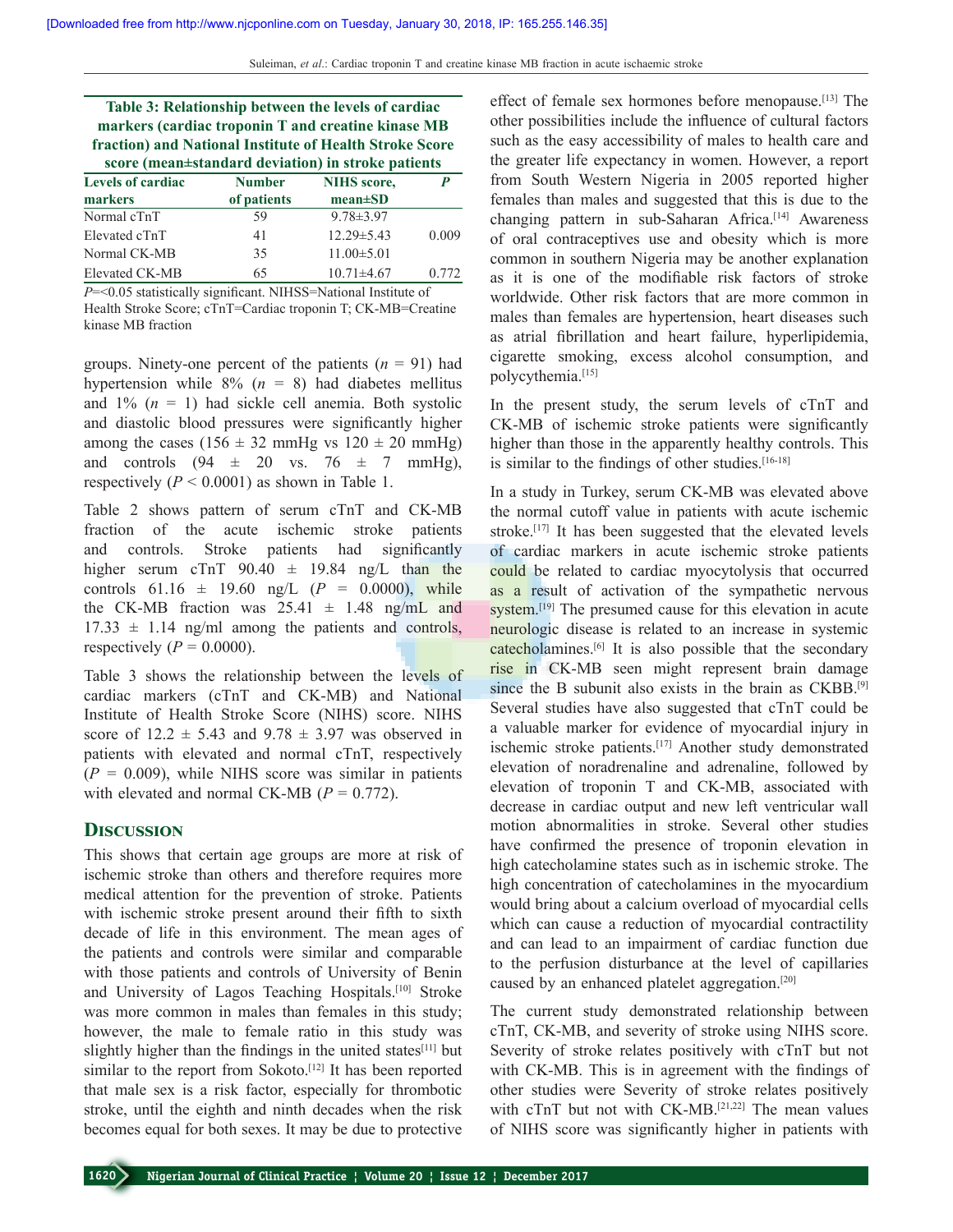**Table 3: Relationship between the levels of cardiac markers (cardiac troponin T and creatine kinase MB fraction) and National Institute of Health Stroke Score score (mean±standard deviation) in stroke patients**

| Levels of cardiac markers | Number of patients | NIHS score, mean±SD | *P* |
|---|---|---|---|
| Normal cTnT | 59 | 9.78±3.97 | |
| Elevated cTnT | 41 | 12.29±5.43 | 0.009 |
| Normal CK-MB | 35 | 11.00±5.01 | |
| Elevated CK-MB | 65 | 10.71±4.67 | 0.772 |

*P*=<0.05 statistically significant. NIHSS=National Institute of Health Stroke Score; cTnT=Cardiac troponin T; CK-MB=Creatine kinase MB fraction

groups. Ninety-one percent of the patients ($n = 91$) had hypertension while 8% ($n = 8$) had diabetes mellitus and 1% ($n = 1$) had sickle cell anemia. Both systolic and diastolic blood pressures were significantly higher among the cases (156 ± 32 mmHg vs 120 ± 20 mmHg) and controls (94 ± 20 vs. 76 ± 7 mmHg), respectively ($P < 0.0001$) as shown in Table 1.

Table 2 shows pattern of serum cTnT and CK-MB fraction of the acute ischemic stroke patients and controls. Stroke patients had significantly higher serum cTnT 90.40 ± 19.84 ng/L than the controls 61.16 ± 19.60 ng/L ($P = 0.0000$), while the CK-MB fraction was 25.41 ± 1.48 ng/mL and 17.33 ± 1.14 ng/ml among the patients and controls, respectively ($P = 0.0000$).

Table 3 shows the relationship between the levels of cardiac markers (cTnT and CK-MB) and National Institute of Health Stroke Score (NIHS) score. NIHS score of 12.2 ± 5.43 and 9.78 ± 3.97 was observed in patients with elevated and normal cTnT, respectively ($P = 0.009$), while NIHS score was similar in patients with elevated and normal CK-MB ($P = 0.772$).

## Discussion

This shows that certain age groups are more at risk of ischemic stroke than others and therefore requires more medical attention for the prevention of stroke. Patients with ischemic stroke present around their fifth to sixth decade of life in this environment. The mean ages of the patients and controls were similar and comparable with those patients and controls of University of Benin and University of Lagos Teaching Hospitals.[10] Stroke was more common in males than females in this study; however, the male to female ratio in this study was slightly higher than the findings in the united states[11] but similar to the report from Sokoto.[12] It has been reported that male sex is a risk factor, especially for thrombotic stroke, until the eighth and ninth decades when the risk becomes equal for both sexes. It may be due to protective effect of female sex hormones before menopause.[13] The other possibilities include the influence of cultural factors such as the easy accessibility of males to health care and the greater life expectancy in women. However, a report from South Western Nigeria in 2005 reported higher females than males and suggested that this is due to the changing pattern in sub-Saharan Africa.[14] Awareness of oral contraceptives use and obesity which is more common in southern Nigeria may be another explanation as it is one of the modifiable risk factors of stroke worldwide. Other risk factors that are more common in males than females are hypertension, heart diseases such as atrial fibrillation and heart failure, hyperlipidemia, cigarette smoking, excess alcohol consumption, and polycythemia.[15]

In the present study, the serum levels of cTnT and CK-MB of ischemic stroke patients were significantly higher than those in the apparently healthy controls. This is similar to the findings of other studies.[16-18]

In a study in Turkey, serum CK-MB was elevated above the normal cutoff value in patients with acute ischemic stroke.[17] It has been suggested that the elevated levels of cardiac markers in acute ischemic stroke patients could be related to cardiac myocytolysis that occurred as a result of activation of the sympathetic nervous system.[19] The presumed cause for this elevation in acute neurologic disease is related to an increase in systemic catecholamines.[6] It is also possible that the secondary rise in CK-MB seen might represent brain damage since the B subunit also exists in the brain as CKBB.[9] Several studies have also suggested that cTnT could be a valuable marker for evidence of myocardial injury in ischemic stroke patients.[17] Another study demonstrated elevation of noradrenaline and adrenaline, followed by elevation of troponin T and CK-MB, associated with decrease in cardiac output and new left ventricular wall motion abnormalities in stroke. Several other studies have confirmed the presence of troponin elevation in high catecholamine states such as in ischemic stroke. The high concentration of catecholamines in the myocardium would bring about a calcium overload of myocardial cells which can cause a reduction of myocardial contractility and can lead to an impairment of cardiac function due to the perfusion disturbance at the level of capillaries caused by an enhanced platelet aggregation.[20]

The current study demonstrated relationship between cTnT, CK-MB, and severity of stroke using NIHS score. Severity of stroke relates positively with cTnT but not with CK-MB. This is in agreement with the findings of other studies were Severity of stroke relates positively with cTnT but not with CK-MB.[21,22] The mean values of NIHS score was significantly higher in patients with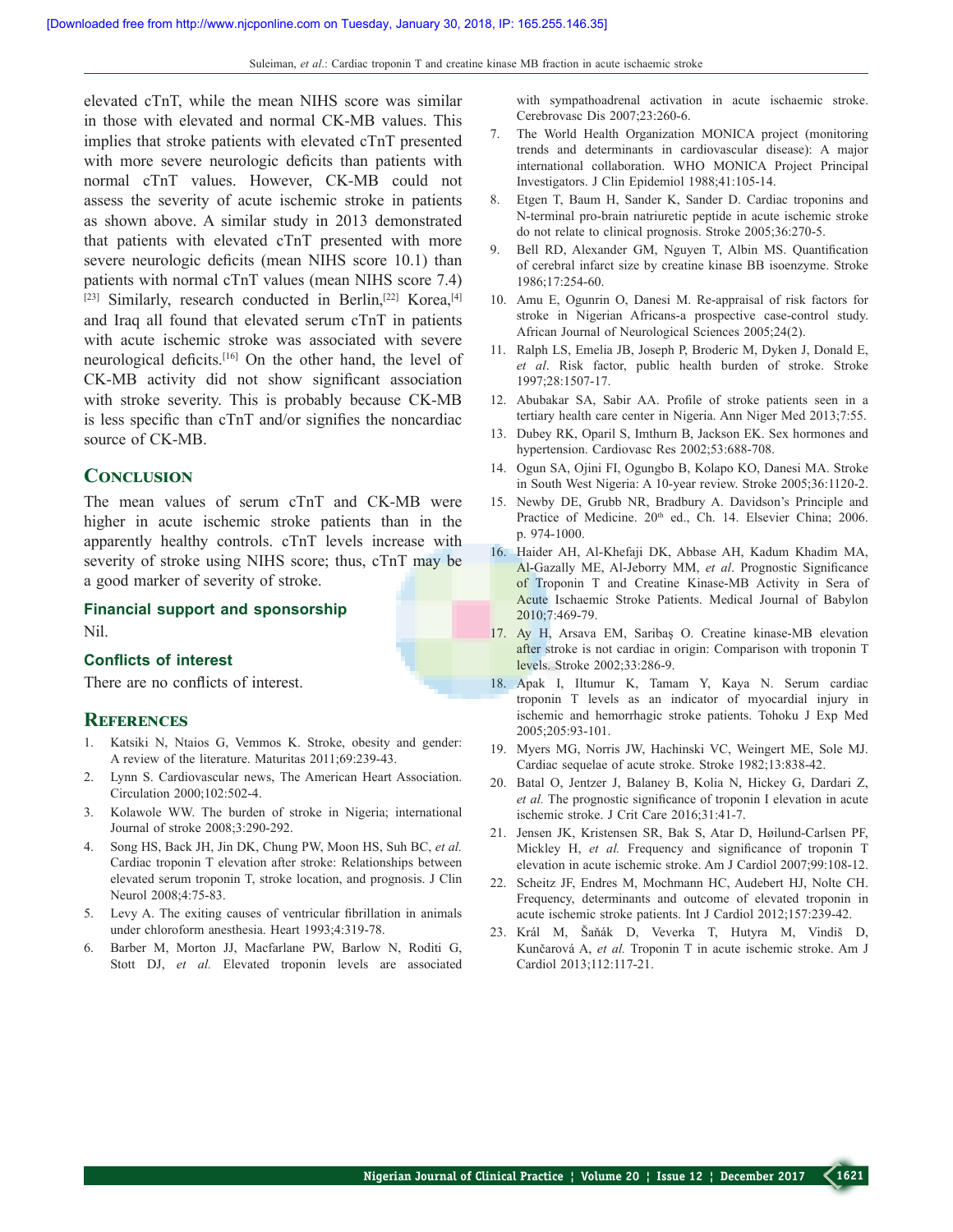elevated cTnT, while the mean NIHS score was similar in those with elevated and normal CK-MB values. This implies that stroke patients with elevated cTnT presented with more severe neurologic deficits than patients with normal cTnT values. However, CK-MB could not assess the severity of acute ischemic stroke in patients as shown above. A similar study in 2013 demonstrated that patients with elevated cTnT presented with more severe neurologic deficits (mean NIHS score 10.1) than patients with normal cTnT values (mean NIHS score 7.4) [23] Similarly, research conducted in Berlin,[22] Korea,[4] and Iraq all found that elevated serum cTnT in patients with acute ischemic stroke was associated with severe neurological deficits.[16] On the other hand, the level of CK-MB activity did not show significant association with stroke severity. This is probably because CK-MB is less specific than cTnT and/or signifies the noncardiac source of CK-MB.

## Conclusion

The mean values of serum cTnT and CK-MB were higher in acute ischemic stroke patients than in the apparently healthy controls. cTnT levels increase with severity of stroke using NIHS score; thus, cTnT may be a good marker of severity of stroke.

### Financial support and sponsorship

Nil.

### Conflicts of interest

There are no conflicts of interest.

## References

1. Katsiki N, Ntaios G, Vemmos K. Stroke, obesity and gender: A review of the literature. Maturitas 2011;69:239-43.
2. Lynn S. Cardiovascular news, The American Heart Association. Circulation 2000;102:502-4.
3. Kolawole WW. The burden of stroke in Nigeria; international Journal of stroke 2008;3:290-292.
4. Song HS, Back JH, Jin DK, Chung PW, Moon HS, Suh BC, *et al.* Cardiac troponin T elevation after stroke: Relationships between elevated serum troponin T, stroke location, and prognosis. J Clin Neurol 2008;4:75-83.
5. Levy A. The exiting causes of ventricular fibrillation in animals under chloroform anesthesia. Heart 1993;4:319-78.
6. Barber M, Morton JJ, Macfarlane PW, Barlow N, Roditi G, Stott DJ, *et al.* Elevated troponin levels are associated with sympathoadrenal activation in acute ischaemic stroke. Cerebrovasc Dis 2007;23:260-6.
7. The World Health Organization MONICA project (monitoring trends and determinants in cardiovascular disease): A major international collaboration. WHO MONICA Project Principal Investigators. J Clin Epidemiol 1988;41:105-14.
8. Etgen T, Baum H, Sander K, Sander D. Cardiac troponins and N-terminal pro-brain natriuretic peptide in acute ischemic stroke do not relate to clinical prognosis. Stroke 2005;36:270-5.
9. Bell RD, Alexander GM, Nguyen T, Albin MS. Quantification of cerebral infarct size by creatine kinase BB isoenzyme. Stroke 1986;17:254-60.
10. Amu E, Ogunrin O, Danesi M. Re-appraisal of risk factors for stroke in Nigerian Africans-a prospective case-control study. African Journal of Neurological Sciences 2005;24(2).
11. Ralph LS, Emelia JB, Joseph P, Broderic M, Dyken J, Donald E, *et al*. Risk factor, public health burden of stroke. Stroke 1997;28:1507-17.
12. Abubakar SA, Sabir AA. Profile of stroke patients seen in a tertiary health care center in Nigeria. Ann Niger Med 2013;7:55.
13. Dubey RK, Oparil S, Imthurn B, Jackson EK. Sex hormones and hypertension. Cardiovasc Res 2002;53:688-708.
14. Ogun SA, Ojini FI, Ogungbo B, Kolapo KO, Danesi MA. Stroke in South West Nigeria: A 10-year review. Stroke 2005;36:1120-2.
15. Newby DE, Grubb NR, Bradbury A. Davidson's Principle and Practice of Medicine. 20th ed., Ch. 14. Elsevier China; 2006. p. 974-1000.
16. Haider AH, Al-Khefaji DK, Abbase AH, Kadum Khadim MA, Al-Gazally ME, Al-Jeborry MM, *et al*. Prognostic Significance of Troponin T and Creatine Kinase-MB Activity in Sera of Acute Ischaemic Stroke Patients. Medical Journal of Babylon 2010;7:469-79.
17. Ay H, Arsava EM, Saribaş O. Creatine kinase-MB elevation after stroke is not cardiac in origin: Comparison with troponin T levels. Stroke 2002;33:286-9.
18. Apak I, Iltumur K, Tamam Y, Kaya N. Serum cardiac troponin T levels as an indicator of myocardial injury in ischemic and hemorrhagic stroke patients. Tohoku J Exp Med 2005;205:93-101.
19. Myers MG, Norris JW, Hachinski VC, Weingert ME, Sole MJ. Cardiac sequelae of acute stroke. Stroke 1982;13:838-42.
20. Batal O, Jentzer J, Balaney B, Kolia N, Hickey G, Dardari Z, *et al.* The prognostic significance of troponin I elevation in acute ischemic stroke. J Crit Care 2016;31:41-7.
21. Jensen JK, Kristensen SR, Bak S, Atar D, Høilund-Carlsen PF, Mickley H, *et al.* Frequency and significance of troponin T elevation in acute ischemic stroke. Am J Cardiol 2007;99:108-12.
22. Scheitz JF, Endres M, Mochmann HC, Audebert HJ, Nolte CH. Frequency, determinants and outcome of elevated troponin in acute ischemic stroke patients. Int J Cardiol 2012;157:239-42.
23. Král M, Šaňák D, Veverka T, Hutyra M, Vindiš D, Kunčarová A, *et al.* Troponin T in acute ischemic stroke. Am J Cardiol 2013;112:117-21.